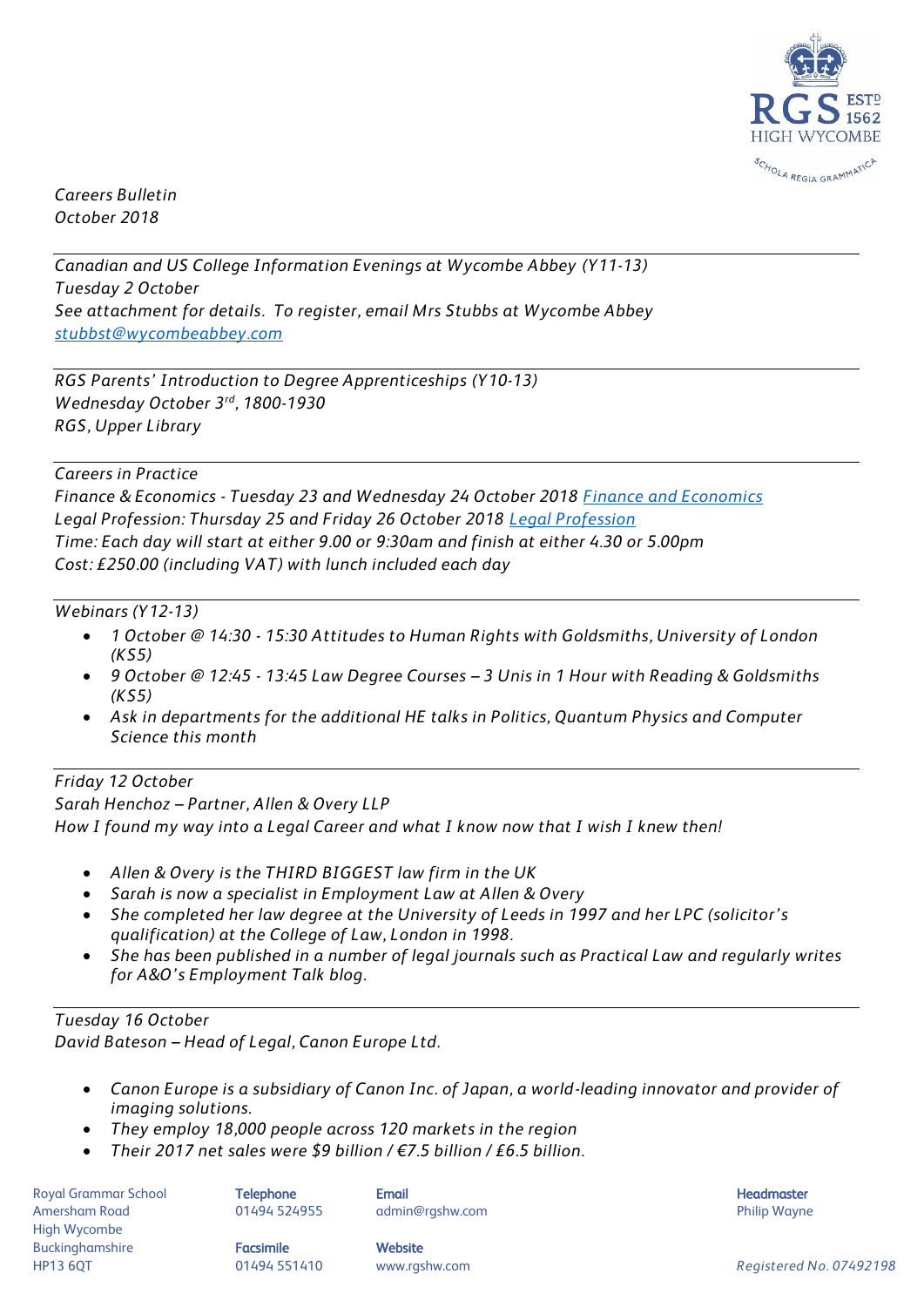*Careers Bulletin*
*October 2018*

---

*Canadian and US College Information Evenings at Wycombe Abbey (Y11-13)*
*Tuesday 2 October*
*See attachment for details. To register, email Mrs Stubbs at Wycombe Abbey*
*stubbst@wycombeabbey.com*

---

*RGS Parents' Introduction to Degree Apprenticeships (Y10-13)*
*Wednesday October 3rd, 1800-1930*
*RGS, Upper Library*

---

*Careers in Practice*
*Finance & Economics - Tuesday 23 and Wednesday 24 October 2018 Finance and Economics*
*Legal Profession: Thursday 25 and Friday 26 October 2018 Legal Profession*
*Time: Each day will start at either 9.00 or 9:30am and finish at either 4.30 or 5.00pm*
*Cost: £250.00 (including VAT) with lunch included each day*

---

*Webinars (Y12-13)*

- *1 October @ 14:30 - 15:30 Attitudes to Human Rights with Goldsmiths, University of London (KS5)*
- *9 October @ 12:45 - 13:45 Law Degree Courses – 3 Unis in 1 Hour with Reading & Goldsmiths (KS5)*
- *Ask in departments for the additional HE talks in Politics, Quantum Physics and Computer Science this month*

---

*Friday 12 October*
*Sarah Henchoz – Partner, Allen & Overy LLP*
*How I found my way into a Legal Career and what I know now that I wish I knew then!*

- *Allen & Overy is the THIRD BIGGEST law firm in the UK*
- *Sarah is now a specialist in Employment Law at Allen & Overy*
- *She completed her law degree at the University of Leeds in 1997 and her LPC (solicitor's qualification) at the College of Law, London in 1998.*
- *She has been published in a number of legal journals such as Practical Law and regularly writes for A&O's Employment Talk blog.*

---

*Tuesday 16 October*
*David Bateson – Head of Legal, Canon Europe Ltd.*

- *Canon Europe is a subsidiary of Canon Inc. of Japan, a world-leading innovator and provider of imaging solutions.*
- *They employ 18,000 people across 120 markets in the region*
- *Their 2017 net sales were $9 billion / €7.5 billion / £6.5 billion.*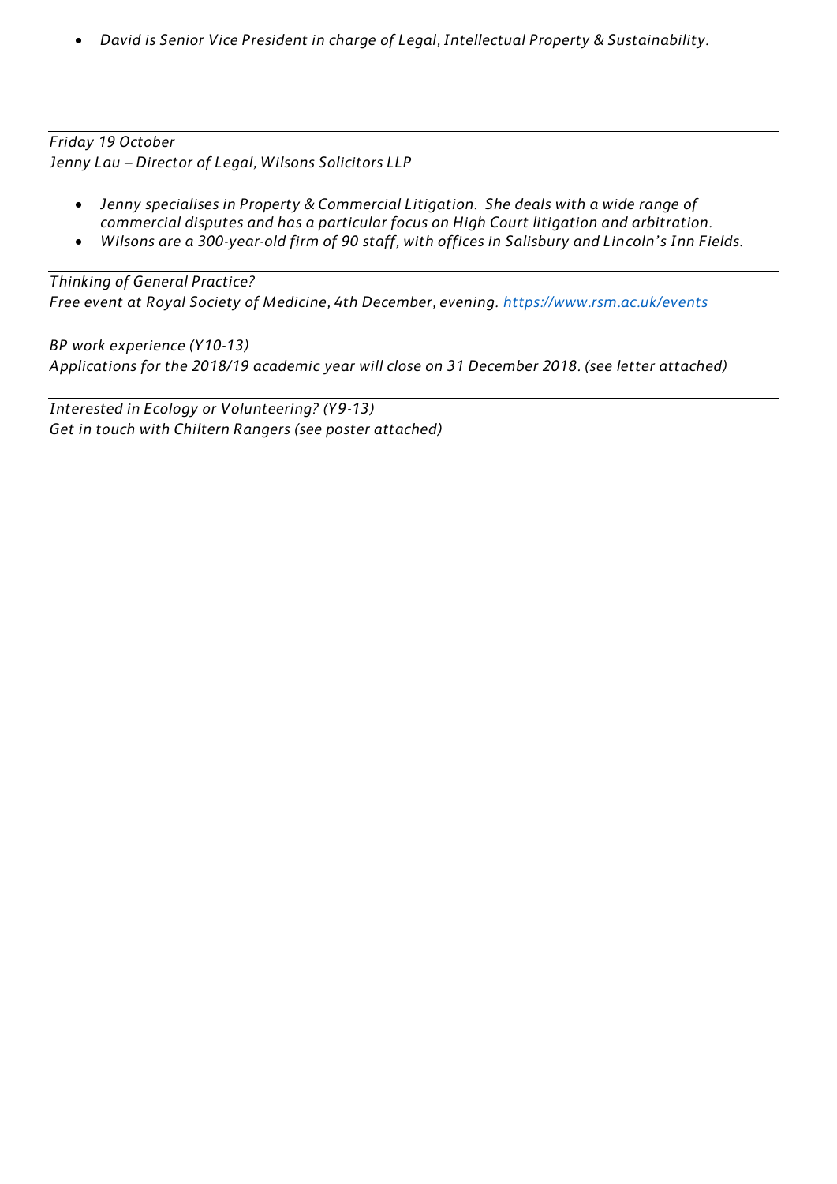- *David is Senior Vice President in charge of Legal, Intellectual Property & Sustainability.*

---

*Friday 19 October*
*Jenny Lau – Director of Legal, Wilsons Solicitors LLP*

- *Jenny specialises in Property & Commercial Litigation. She deals with a wide range of commercial disputes and has a particular focus on High Court litigation and arbitration.*
- *Wilsons are a 300-year-old firm of 90 staff, with offices in Salisbury and Lincoln's Inn Fields.*

---

*Thinking of General Practice?*
*Free event at Royal Society of Medicine, 4th December, evening. [https://www.rsm.ac.uk/events](https://www.rsm.ac.uk/events)*

---

*BP work experience (Y10-13)*
*Applications for the 2018/19 academic year will close on 31 December 2018. (see letter attached)*

---

*Interested in Ecology or Volunteering? (Y9-13)*
*Get in touch with Chiltern Rangers (see poster attached)*